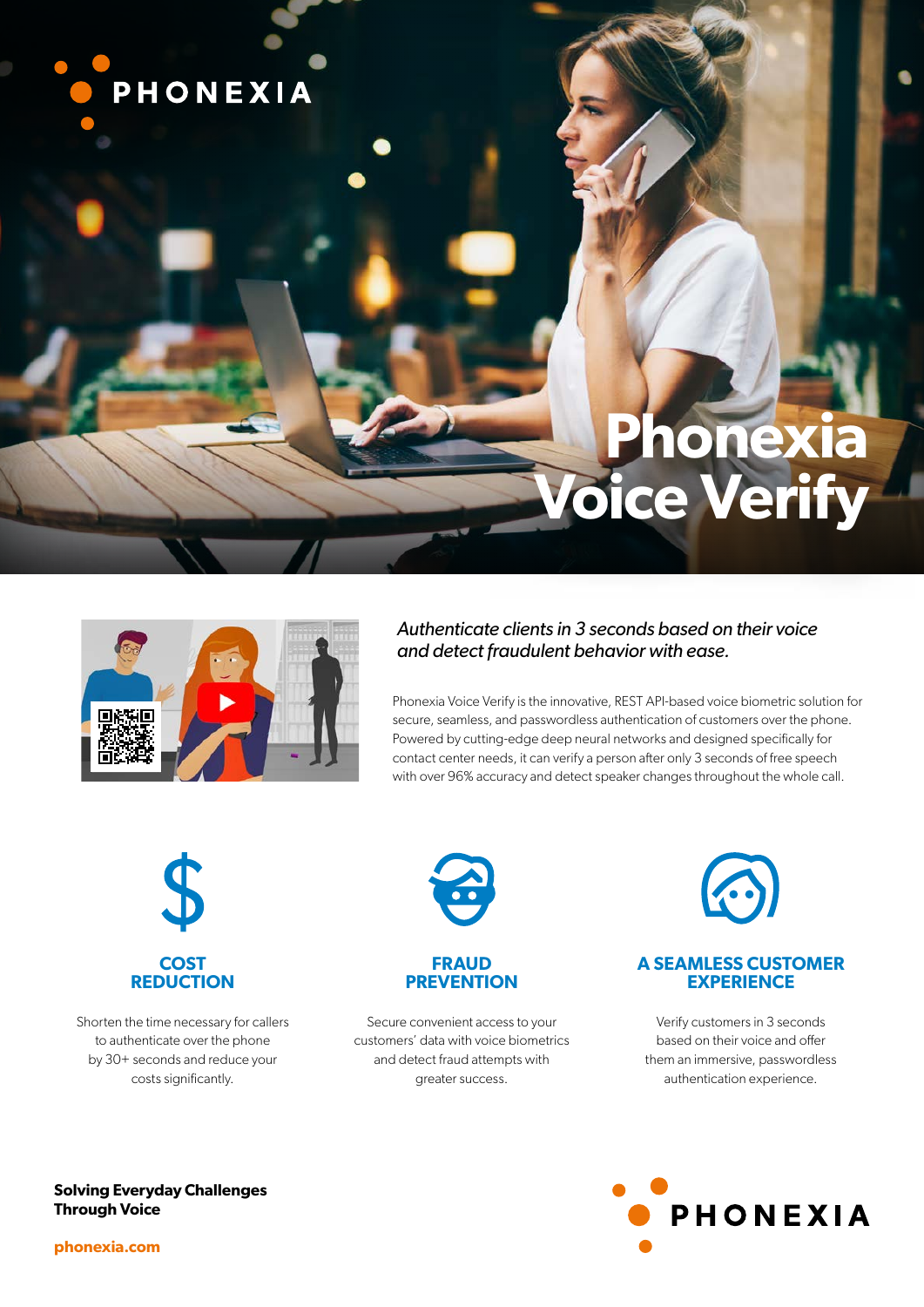PHONEXIA

# Phonexia Voice Verify

*Authenticate clients in 3 seconds based on their voice and detect fraudulent behavior with ease.*

Phonexia Voice Verify is the innovative, REST API-based voice biometric solution for secure, seamless, and passwordless authentication of customers over the phone. Powered by cutting-edge deep neural networks and designed specifically for contact center needs, it can verify a person after only 3 seconds of free speech with over 96% accuracy and detect speaker changes throughout the whole call.

## COST REDUCTION

Shorten the time necessary for callers to authenticate over the phone by 30+ seconds and reduce your costs significantly.

## FRAUD PREVENTION

Secure convenient access to your customers' data with voice biometrics and detect fraud attempts with greater success.

## A SEAMLESS CUSTOMER EXPERIENCE

Verify customers in 3 seconds based on their voice and offer them an immersive, passwordless authentication experience.

**Solving Everyday Challenges Through Voice**

**phonexia.com**

PHONEXIA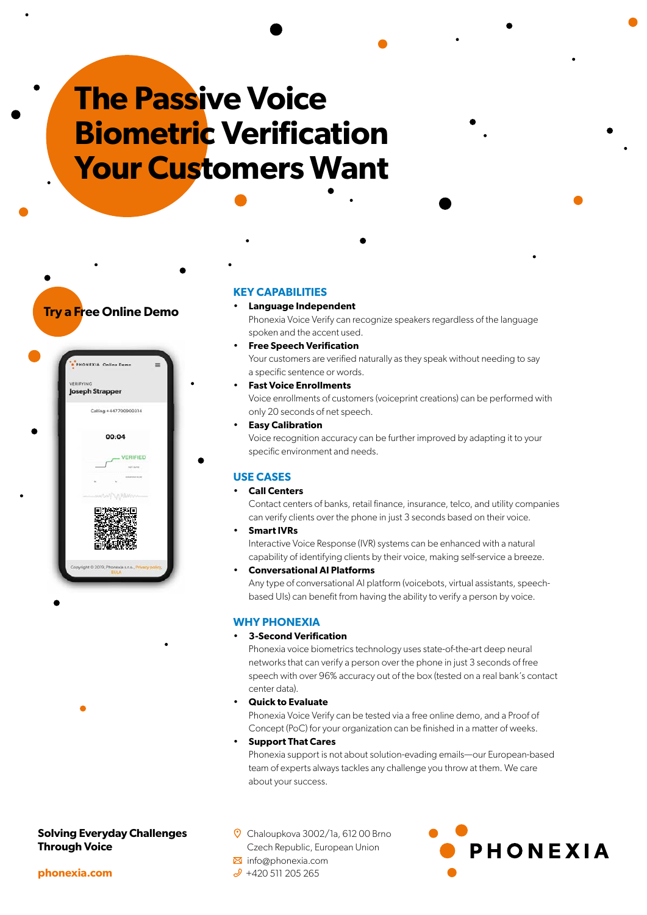# The Passive Voice Biometric Verification Your Customers Want

Try a Free Online Demo

## KEY CAPABILITIES

- **Language Independent**
  Phonexia Voice Verify can recognize speakers regardless of the language spoken and the accent used.
- **Free Speech Verification**
  Your customers are verified naturally as they speak without needing to say a specific sentence or words.
- **Fast Voice Enrollments**
  Voice enrollments of customers (voiceprint creations) can be performed with only 20 seconds of net speech.
- **Easy Calibration**
  Voice recognition accuracy can be further improved by adapting it to your specific environment and needs.

## USE CASES

- **Call Centers**
  Contact centers of banks, retail finance, insurance, telco, and utility companies can verify clients over the phone in just 3 seconds based on their voice.
- **Smart IVRs**
  Interactive Voice Response (IVR) systems can be enhanced with a natural capability of identifying clients by their voice, making self-service a breeze.
- **Conversational AI Platforms**
  Any type of conversational AI platform (voicebots, virtual assistants, speech-based UIs) can benefit from having the ability to verify a person by voice.

## WHY PHONEXIA

- **3-Second Verification**
  Phonexia voice biometrics technology uses state-of-the-art deep neural networks that can verify a person over the phone in just 3 seconds of free speech with over 96% accuracy out of the box (tested on a real bank's contact center data).
- **Quick to Evaluate**
  Phonexia Voice Verify can be tested via a free online demo, and a Proof of Concept (PoC) for your organization can be finished in a matter of weeks.
- **Support That Cares**
  Phonexia support is not about solution-evading emails—our European-based team of experts always tackles any challenge you throw at them. We care about your success.

**Solving Everyday Challenges Through Voice**

**phonexia.com**

Chaloupkova 3002/1a, 612 00 Brno
Czech Republic, European Union
info@phonexia.com
+420 511 205 265

PHONEXIA